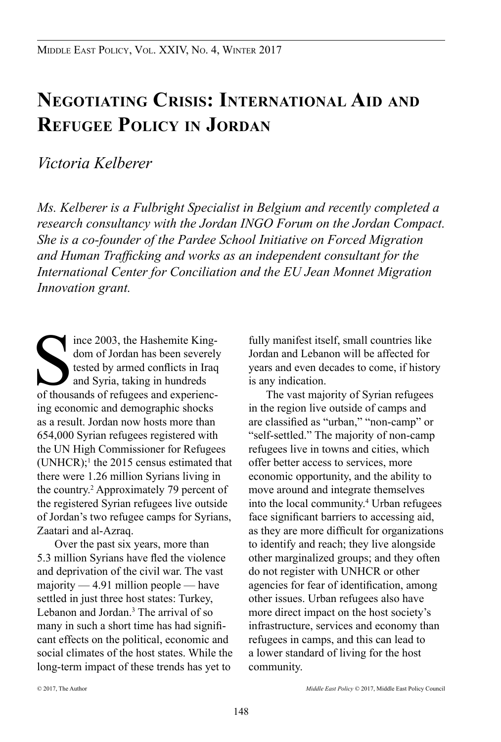# Negotiating Crisis: International Aid and Refugee Policy in Jordan

*Victoria Kelberer*

*Ms. Kelberer is a Fulbright Specialist in Belgium and recently completed a research consultancy with the Jordan INGO Forum on the Jordan Compact. She is a co-founder of the Pardee School Initiative on Forced Migration and Human Trafficking and works as an independent consultant for the International Center for Conciliation and the EU Jean Monnet Migration Innovation grant.*

Since 2003, the Hashemite Kingdom of Jordan has been severely tested by armed conflicts in Iraq and Syria, taking in hundreds of thousands of refugees and experiencing economic and demographic shocks as a result. Jordan now hosts more than 654,000 Syrian refugees registered with the UN High Commissioner for Refugees (UNHCR);[1] the 2015 census estimated that there were 1.26 million Syrians living in the country.[2] Approximately 79 percent of the registered Syrian refugees live outside of Jordan's two refugee camps for Syrians, Zaatari and al-Azraq.

Over the past six years, more than 5.3 million Syrians have fled the violence and deprivation of the civil war. The vast majority — 4.91 million people — have settled in just three host states: Turkey, Lebanon and Jordan.[3] The arrival of so many in such a short time has had significant effects on the political, economic and social climates of the host states. While the long-term impact of these trends has yet to fully manifest itself, small countries like Jordan and Lebanon will be affected for years and even decades to come, if history is any indication.

The vast majority of Syrian refugees in the region live outside of camps and are classified as "urban," "non-camp" or "self-settled." The majority of non-camp refugees live in towns and cities, which offer better access to services, more economic opportunity, and the ability to move around and integrate themselves into the local community.[4] Urban refugees face significant barriers to accessing aid, as they are more difficult for organizations to identify and reach; they live alongside other marginalized groups; and they often do not register with UNHCR or other agencies for fear of identification, among other issues. Urban refugees also have more direct impact on the host society's infrastructure, services and economy than refugees in camps, and this can lead to a lower standard of living for the host community.

© 2017, The Author

*Middle East Policy* © 2017, Middle East Policy Council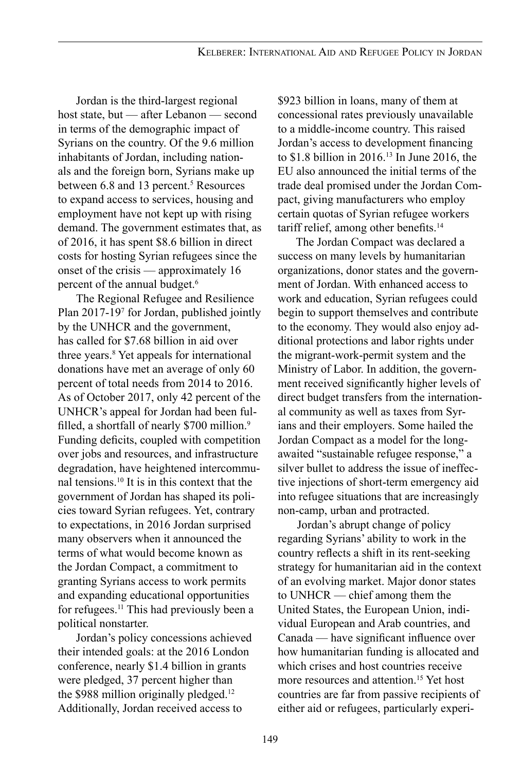Jordan is the third-largest regional host state, but — after Lebanon — second in terms of the demographic impact of Syrians on the country. Of the 9.6 million inhabitants of Jordan, including nationals and the foreign born, Syrians make up between 6.8 and 13 percent.[5] Resources to expand access to services, housing and employment have not kept up with rising demand. The government estimates that, as of 2016, it has spent $8.6 billion in direct costs for hosting Syrian refugees since the onset of the crisis — approximately 16 percent of the annual budget.[6]

The Regional Refugee and Resilience Plan 2017-19[7] for Jordan, published jointly by the UNHCR and the government, has called for $7.68 billion in aid over three years.[8] Yet appeals for international donations have met an average of only 60 percent of total needs from 2014 to 2016. As of October 2017, only 42 percent of the UNHCR's appeal for Jordan had been fulfilled, a shortfall of nearly $700 million.[9] Funding deficits, coupled with competition over jobs and resources, and infrastructure degradation, have heightened intercommunal tensions.[10] It is in this context that the government of Jordan has shaped its policies toward Syrian refugees. Yet, contrary to expectations, in 2016 Jordan surprised many observers when it announced the terms of what would become known as the Jordan Compact, a commitment to granting Syrians access to work permits and expanding educational opportunities for refugees.[11] This had previously been a political nonstarter.

Jordan's policy concessions achieved their intended goals: at the 2016 London conference, nearly $1.4 billion in grants were pledged, 37 percent higher than the $988 million originally pledged.[12] Additionally, Jordan received access to $923 billion in loans, many of them at concessional rates previously unavailable to a middle-income country. This raised Jordan's access to development financing to $1.8 billion in 2016.[13] In June 2016, the EU also announced the initial terms of the trade deal promised under the Jordan Compact, giving manufacturers who employ certain quotas of Syrian refugee workers tariff relief, among other benefits.[14]

The Jordan Compact was declared a success on many levels by humanitarian organizations, donor states and the government of Jordan. With enhanced access to work and education, Syrian refugees could begin to support themselves and contribute to the economy. They would also enjoy additional protections and labor rights under the migrant-work-permit system and the Ministry of Labor. In addition, the government received significantly higher levels of direct budget transfers from the international community as well as taxes from Syrians and their employers. Some hailed the Jordan Compact as a model for the long-awaited "sustainable refugee response," a silver bullet to address the issue of ineffective injections of short-term emergency aid into refugee situations that are increasingly non-camp, urban and protracted.

Jordan's abrupt change of policy regarding Syrians' ability to work in the country reflects a shift in its rent-seeking strategy for humanitarian aid in the context of an evolving market. Major donor states to UNHCR — chief among them the United States, the European Union, individual European and Arab countries, and Canada — have significant influence over how humanitarian funding is allocated and which crises and host countries receive more resources and attention.[15] Yet host countries are far from passive recipients of either aid or refugees, particularly experi-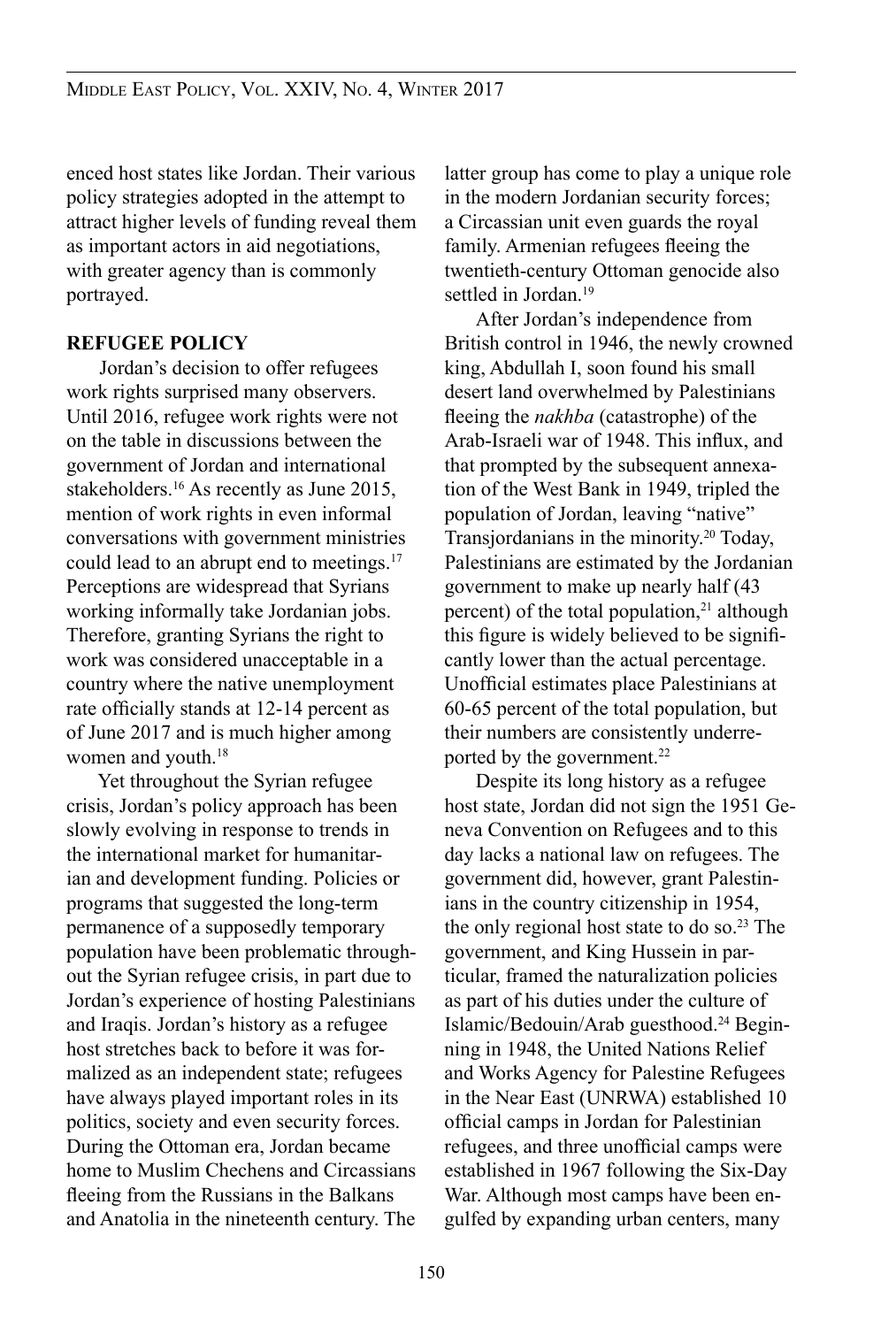enced host states like Jordan. Their various policy strategies adopted in the attempt to attract higher levels of funding reveal them as important actors in aid negotiations, with greater agency than is commonly portrayed.

## REFUGEE POLICY

Jordan's decision to offer refugees work rights surprised many observers. Until 2016, refugee work rights were not on the table in discussions between the government of Jordan and international stakeholders.[16] As recently as June 2015, mention of work rights in even informal conversations with government ministries could lead to an abrupt end to meetings.[17] Perceptions are widespread that Syrians working informally take Jordanian jobs. Therefore, granting Syrians the right to work was considered unacceptable in a country where the native unemployment rate officially stands at 12-14 percent as of June 2017 and is much higher among women and youth.[18]

Yet throughout the Syrian refugee crisis, Jordan's policy approach has been slowly evolving in response to trends in the international market for humanitarian and development funding. Policies or programs that suggested the long-term permanence of a supposedly temporary population have been problematic throughout the Syrian refugee crisis, in part due to Jordan's experience of hosting Palestinians and Iraqis. Jordan's history as a refugee host stretches back to before it was formalized as an independent state; refugees have always played important roles in its politics, society and even security forces. During the Ottoman era, Jordan became home to Muslim Chechens and Circassians fleeing from the Russians in the Balkans and Anatolia in the nineteenth century. The latter group has come to play a unique role in the modern Jordanian security forces; a Circassian unit even guards the royal family. Armenian refugees fleeing the twentieth-century Ottoman genocide also settled in Jordan.[19]

After Jordan's independence from British control in 1946, the newly crowned king, Abdullah I, soon found his small desert land overwhelmed by Palestinians fleeing the *nakhba* (catastrophe) of the Arab-Israeli war of 1948. This influx, and that prompted by the subsequent annexation of the West Bank in 1949, tripled the population of Jordan, leaving "native" Transjordanians in the minority.[20] Today, Palestinians are estimated by the Jordanian government to make up nearly half (43 percent) of the total population,[21] although this figure is widely believed to be significantly lower than the actual percentage. Unofficial estimates place Palestinians at 60-65 percent of the total population, but their numbers are consistently underreported by the government.[22]

Despite its long history as a refugee host state, Jordan did not sign the 1951 Geneva Convention on Refugees and to this day lacks a national law on refugees. The government did, however, grant Palestinians in the country citizenship in 1954, the only regional host state to do so.[23] The government, and King Hussein in particular, framed the naturalization policies as part of his duties under the culture of Islamic/Bedouin/Arab guesthood.[24] Beginning in 1948, the United Nations Relief and Works Agency for Palestine Refugees in the Near East (UNRWA) established 10 official camps in Jordan for Palestinian refugees, and three unofficial camps were established in 1967 following the Six-Day War. Although most camps have been engulfed by expanding urban centers, many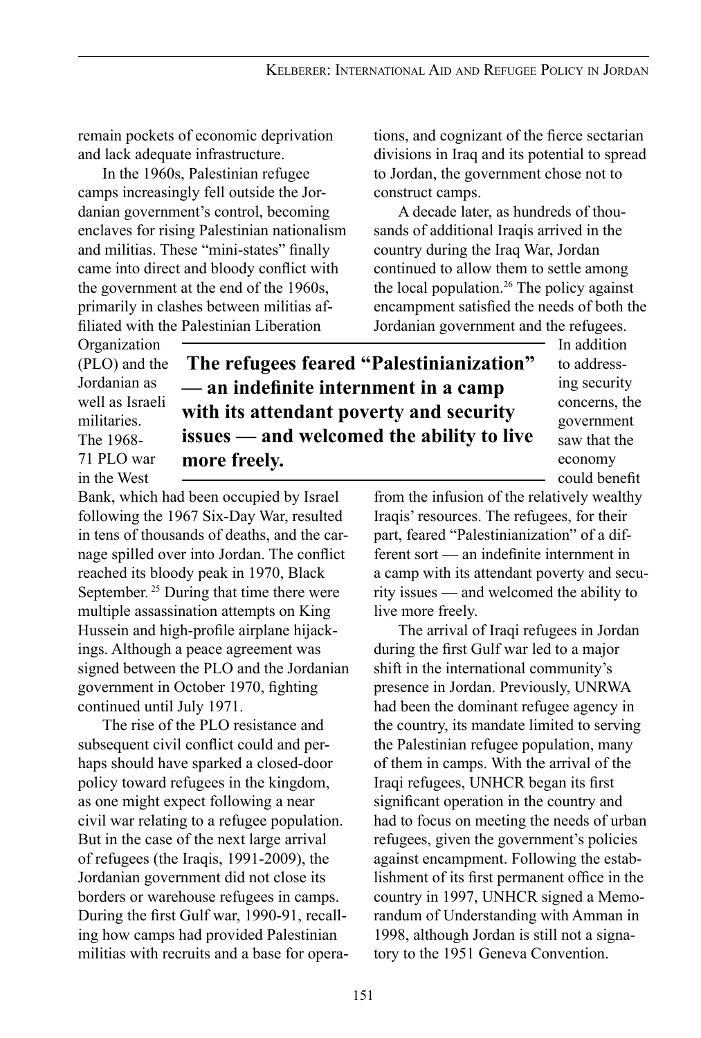remain pockets of economic deprivation and lack adequate infrastructure.

In the 1960s, Palestinian refugee camps increasingly fell outside the Jordanian government's control, becoming enclaves for rising Palestinian nationalism and militias. These "mini-states" finally came into direct and bloody conflict with the government at the end of the 1960s, primarily in clashes between militias affiliated with the Palestinian Liberation Organization (PLO) and the Jordanian as well as Israeli militaries. The 1968-71 PLO war in the West Bank, which had been occupied by Israel following the 1967 Six-Day War, resulted in tens of thousands of deaths, and the carnage spilled over into Jordan. The conflict reached its bloody peak in 1970, Black September.[25] During that time there were multiple assassination attempts on King Hussein and high-profile airplane hijackings. Although a peace agreement was signed between the PLO and the Jordanian government in October 1970, fighting continued until July 1971.

The rise of the PLO resistance and subsequent civil conflict could and perhaps should have sparked a closed-door policy toward refugees in the kingdom, as one might expect following a near civil war relating to a refugee population. But in the case of the next large arrival of refugees (the Iraqis, 1991-2009), the Jordanian government did not close its borders or warehouse refugees in camps. During the first Gulf war, 1990-91, recalling how camps had provided Palestinian militias with recruits and a base for operations, and cognizant of the fierce sectarian divisions in Iraq and its potential to spread to Jordan, the government chose not to construct camps.

A decade later, as hundreds of thousands of additional Iraqis arrived in the country during the Iraq War, Jordan continued to allow them to settle among the local population.[26] The policy against encampment satisfied the needs of both the Jordanian government and the refugees. In addition to addressing security concerns, the government saw that the economy could benefit from the infusion of the relatively wealthy Iraqis' resources. The refugees, for their part, feared "Palestinianization" of a different sort — an indefinite internment in a camp with its attendant poverty and security issues — and welcomed the ability to live more freely.

> **The refugees feared "Palestinianization" — an indefinite internment in a camp with its attendant poverty and security issues — and welcomed the ability to live more freely.**

The arrival of Iraqi refugees in Jordan during the first Gulf war led to a major shift in the international community's presence in Jordan. Previously, UNRWA had been the dominant refugee agency in the country, its mandate limited to serving the Palestinian refugee population, many of them in camps. With the arrival of the Iraqi refugees, UNHCR began its first significant operation in the country and had to focus on meeting the needs of urban refugees, given the government's policies against encampment. Following the establishment of its first permanent office in the country in 1997, UNHCR signed a Memorandum of Understanding with Amman in 1998, although Jordan is still not a signatory to the 1951 Geneva Convention.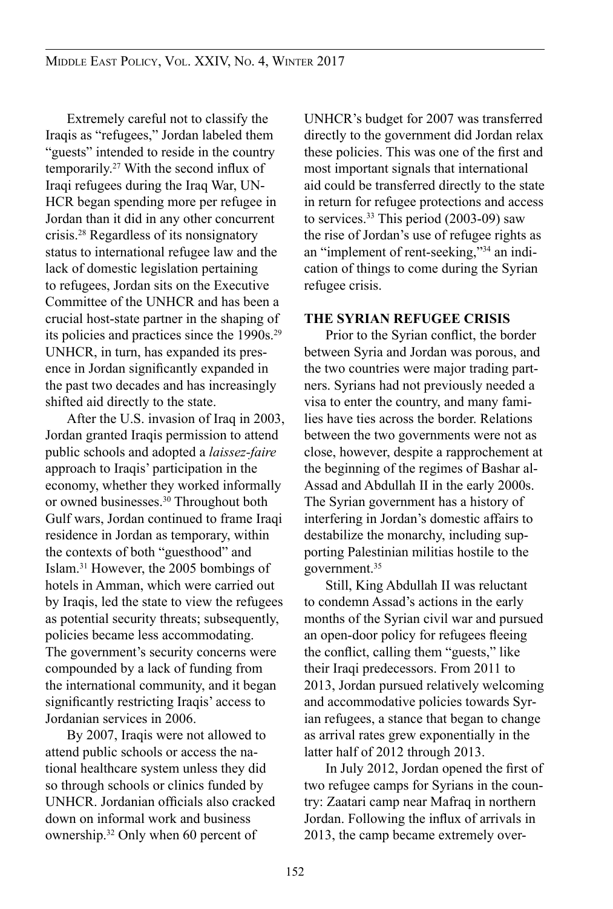Extremely careful not to classify the Iraqis as "refugees," Jordan labeled them "guests" intended to reside in the country temporarily.[27] With the second influx of Iraqi refugees during the Iraq War, UNHCR began spending more per refugee in Jordan than it did in any other concurrent crisis.[28] Regardless of its nonsignatory status to international refugee law and the lack of domestic legislation pertaining to refugees, Jordan sits on the Executive Committee of the UNHCR and has been a crucial host-state partner in the shaping of its policies and practices since the 1990s.[29] UNHCR, in turn, has expanded its presence in Jordan significantly expanded in the past two decades and has increasingly shifted aid directly to the state.

After the U.S. invasion of Iraq in 2003, Jordan granted Iraqis permission to attend public schools and adopted a *laissez-faire* approach to Iraqis' participation in the economy, whether they worked informally or owned businesses.[30] Throughout both Gulf wars, Jordan continued to frame Iraqi residence in Jordan as temporary, within the contexts of both "guesthood" and Islam.[31] However, the 2005 bombings of hotels in Amman, which were carried out by Iraqis, led the state to view the refugees as potential security threats; subsequently, policies became less accommodating. The government's security concerns were compounded by a lack of funding from the international community, and it began significantly restricting Iraqis' access to Jordanian services in 2006.

By 2007, Iraqis were not allowed to attend public schools or access the national healthcare system unless they did so through schools or clinics funded by UNHCR. Jordanian officials also cracked down on informal work and business ownership.[32] Only when 60 percent of UNHCR's budget for 2007 was transferred directly to the government did Jordan relax these policies. This was one of the first and most important signals that international aid could be transferred directly to the state in return for refugee protections and access to services.[33] This period (2003-09) saw the rise of Jordan's use of refugee rights as an "implement of rent-seeking,"[34] an indication of things to come during the Syrian refugee crisis.

## THE SYRIAN REFUGEE CRISIS

Prior to the Syrian conflict, the border between Syria and Jordan was porous, and the two countries were major trading partners. Syrians had not previously needed a visa to enter the country, and many families have ties across the border. Relations between the two governments were not as close, however, despite a rapprochement at the beginning of the regimes of Bashar al-Assad and Abdullah II in the early 2000s. The Syrian government has a history of interfering in Jordan's domestic affairs to destabilize the monarchy, including supporting Palestinian militias hostile to the government.[35]

Still, King Abdullah II was reluctant to condemn Assad's actions in the early months of the Syrian civil war and pursued an open-door policy for refugees fleeing the conflict, calling them "guests," like their Iraqi predecessors. From 2011 to 2013, Jordan pursued relatively welcoming and accommodative policies towards Syrian refugees, a stance that began to change as arrival rates grew exponentially in the latter half of 2012 through 2013.

In July 2012, Jordan opened the first of two refugee camps for Syrians in the country: Zaatari camp near Mafraq in northern Jordan. Following the influx of arrivals in 2013, the camp became extremely over-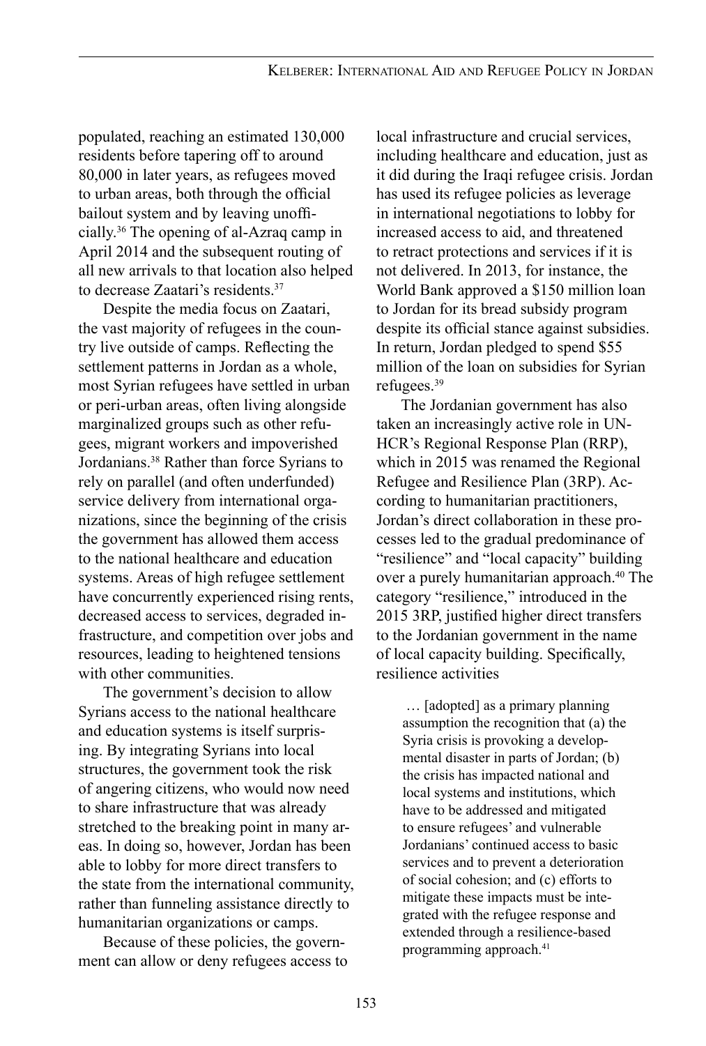populated, reaching an estimated 130,000 residents before tapering off to around 80,000 in later years, as refugees moved to urban areas, both through the official bailout system and by leaving unofficially.[36] The opening of al-Azraq camp in April 2014 and the subsequent routing of all new arrivals to that location also helped to decrease Zaatari's residents.[37]

Despite the media focus on Zaatari, the vast majority of refugees in the country live outside of camps. Reflecting the settlement patterns in Jordan as a whole, most Syrian refugees have settled in urban or peri-urban areas, often living alongside marginalized groups such as other refugees, migrant workers and impoverished Jordanians.[38] Rather than force Syrians to rely on parallel (and often underfunded) service delivery from international organizations, since the beginning of the crisis the government has allowed them access to the national healthcare and education systems. Areas of high refugee settlement have concurrently experienced rising rents, decreased access to services, degraded infrastructure, and competition over jobs and resources, leading to heightened tensions with other communities.

The government's decision to allow Syrians access to the national healthcare and education systems is itself surprising. By integrating Syrians into local structures, the government took the risk of angering citizens, who would now need to share infrastructure that was already stretched to the breaking point in many areas. In doing so, however, Jordan has been able to lobby for more direct transfers to the state from the international community, rather than funneling assistance directly to humanitarian organizations or camps.

Because of these policies, the government can allow or deny refugees access to local infrastructure and crucial services, including healthcare and education, just as it did during the Iraqi refugee crisis. Jordan has used its refugee policies as leverage in international negotiations to lobby for increased access to aid, and threatened to retract protections and services if it is not delivered. In 2013, for instance, the World Bank approved a $150 million loan to Jordan for its bread subsidy program despite its official stance against subsidies. In return, Jordan pledged to spend $55 million of the loan on subsidies for Syrian refugees.[39]

The Jordanian government has also taken an increasingly active role in UNHCR's Regional Response Plan (RRP), which in 2015 was renamed the Regional Refugee and Resilience Plan (3RP). According to humanitarian practitioners, Jordan's direct collaboration in these processes led to the gradual predominance of "resilience" and "local capacity" building over a purely humanitarian approach.[40] The category "resilience," introduced in the 2015 3RP, justified higher direct transfers to the Jordanian government in the name of local capacity building. Specifically, resilience activities

> … [adopted] as a primary planning assumption the recognition that (a) the Syria crisis is provoking a developmental disaster in parts of Jordan; (b) the crisis has impacted national and local systems and institutions, which have to be addressed and mitigated to ensure refugees' and vulnerable Jordanians' continued access to basic services and to prevent a deterioration of social cohesion; and (c) efforts to mitigate these impacts must be integrated with the refugee response and extended through a resilience-based programming approach.[41]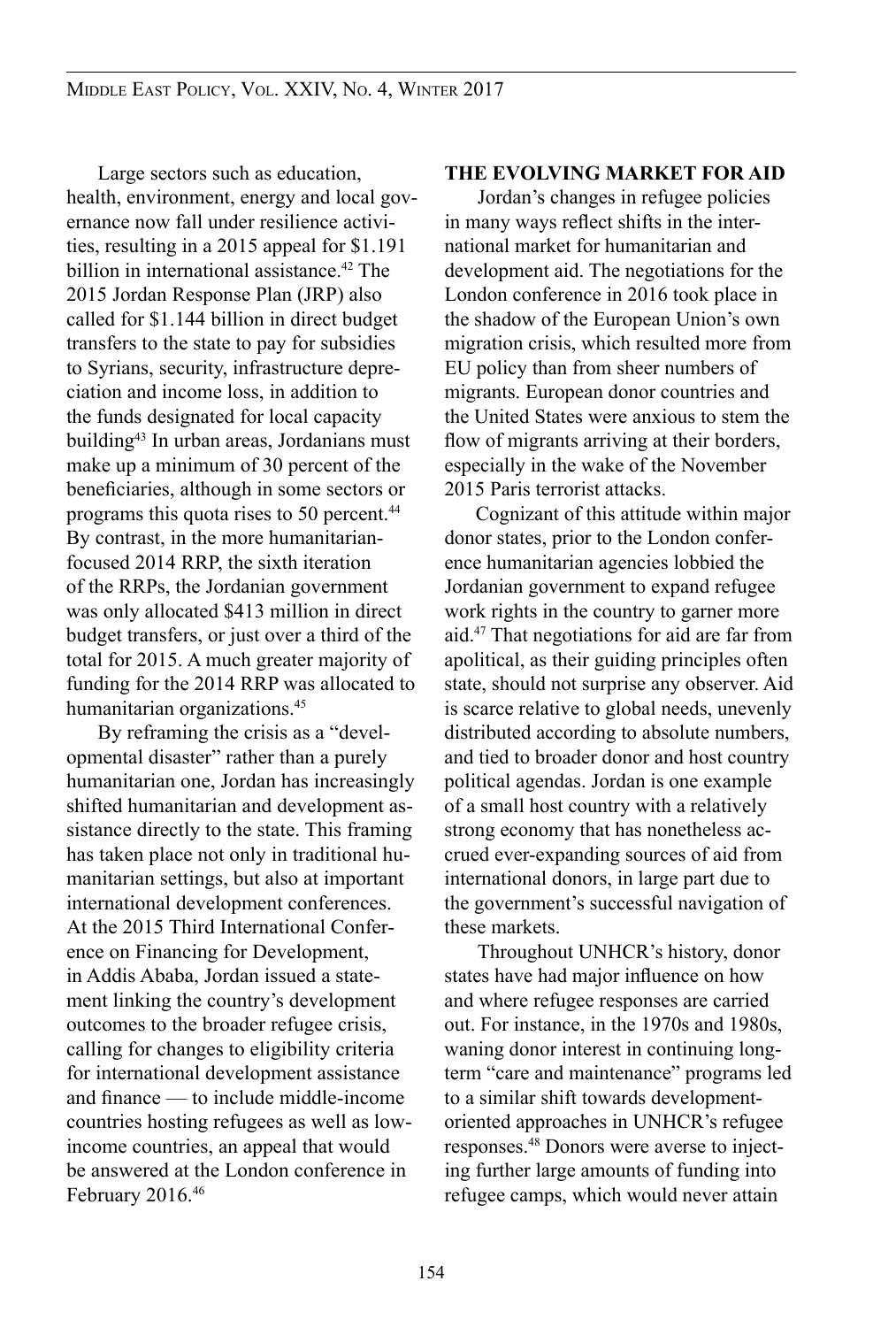Large sectors such as education, health, environment, energy and local governance now fall under resilience activities, resulting in a 2015 appeal for $1.191 billion in international assistance.[42] The 2015 Jordan Response Plan (JRP) also called for $1.144 billion in direct budget transfers to the state to pay for subsidies to Syrians, security, infrastructure depreciation and income loss, in addition to the funds designated for local capacity building[43] In urban areas, Jordanians must make up a minimum of 30 percent of the beneficiaries, although in some sectors or programs this quota rises to 50 percent.[44] By contrast, in the more humanitarian-focused 2014 RRP, the sixth iteration of the RRPs, the Jordanian government was only allocated $413 million in direct budget transfers, or just over a third of the total for 2015. A much greater majority of funding for the 2014 RRP was allocated to humanitarian organizations.[45]

By reframing the crisis as a "developmental disaster" rather than a purely humanitarian one, Jordan has increasingly shifted humanitarian and development assistance directly to the state. This framing has taken place not only in traditional humanitarian settings, but also at important international development conferences. At the 2015 Third International Conference on Financing for Development, in Addis Ababa, Jordan issued a statement linking the country's development outcomes to the broader refugee crisis, calling for changes to eligibility criteria for international development assistance and finance — to include middle-income countries hosting refugees as well as low-income countries, an appeal that would be answered at the London conference in February 2016.[46]

## THE EVOLVING MARKET FOR AID

Jordan's changes in refugee policies in many ways reflect shifts in the international market for humanitarian and development aid. The negotiations for the London conference in 2016 took place in the shadow of the European Union's own migration crisis, which resulted more from EU policy than from sheer numbers of migrants. European donor countries and the United States were anxious to stem the flow of migrants arriving at their borders, especially in the wake of the November 2015 Paris terrorist attacks.

Cognizant of this attitude within major donor states, prior to the London conference humanitarian agencies lobbied the Jordanian government to expand refugee work rights in the country to garner more aid.[47] That negotiations for aid are far from apolitical, as their guiding principles often state, should not surprise any observer. Aid is scarce relative to global needs, unevenly distributed according to absolute numbers, and tied to broader donor and host country political agendas. Jordan is one example of a small host country with a relatively strong economy that has nonetheless accrued ever-expanding sources of aid from international donors, in large part due to the government's successful navigation of these markets.

Throughout UNHCR's history, donor states have had major influence on how and where refugee responses are carried out. For instance, in the 1970s and 1980s, waning donor interest in continuing long-term "care and maintenance" programs led to a similar shift towards development-oriented approaches in UNHCR's refugee responses.[48] Donors were averse to injecting further large amounts of funding into refugee camps, which would never attain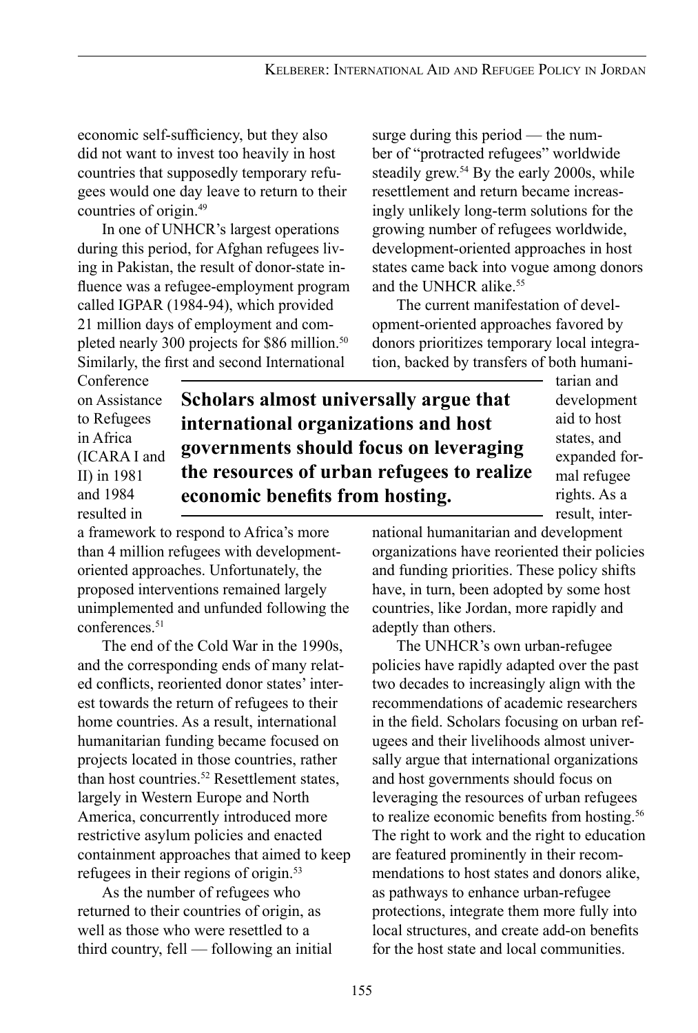economic self-sufficiency, but they also did not want to invest too heavily in host countries that supposedly temporary refugees would one day leave to return to their countries of origin.[49]

In one of UNHCR's largest operations during this period, for Afghan refugees living in Pakistan, the result of donor-state influence was a refugee-employment program called IGPAR (1984-94), which provided 21 million days of employment and completed nearly 300 projects for $86 million.[50] Similarly, the first and second International Conference on Assistance to Refugees in Africa (ICARA I and II) in 1981 and 1984 resulted in a framework to respond to Africa's more than 4 million refugees with development-oriented approaches. Unfortunately, the proposed interventions remained largely unimplemented and unfunded following the conferences.[51]

The end of the Cold War in the 1990s, and the corresponding ends of many related conflicts, reoriented donor states' interest towards the return of refugees to their home countries. As a result, international humanitarian funding became focused on projects located in those countries, rather than host countries.[52] Resettlement states, largely in Western Europe and North America, concurrently introduced more restrictive asylum policies and enacted containment approaches that aimed to keep refugees in their regions of origin.[53]

As the number of refugees who returned to their countries of origin, as well as those who were resettled to a third country, fell — following an initial surge during this period — the number of "protracted refugees" worldwide steadily grew.[54] By the early 2000s, while resettlement and return became increasingly unlikely long-term solutions for the growing number of refugees worldwide, development-oriented approaches in host states came back into vogue among donors and the UNHCR alike.[55]

The current manifestation of development-oriented approaches favored by donors prioritizes temporary local integration, backed by transfers of both humanitarian and development aid to host states, and expanded formal refugee rights. As a result, international humanitarian and development organizations have reoriented their policies and funding priorities. These policy shifts have, in turn, been adopted by some host countries, like Jordan, more rapidly and adeptly than others.

**Scholars almost universally argue that international organizations and host governments should focus on leveraging the resources of urban refugees to realize economic benefits from hosting.**

The UNHCR's own urban-refugee policies have rapidly adapted over the past two decades to increasingly align with the recommendations of academic researchers in the field. Scholars focusing on urban refugees and their livelihoods almost universally argue that international organizations and host governments should focus on leveraging the resources of urban refugees to realize economic benefits from hosting.[56] The right to work and the right to education are featured prominently in their recommendations to host states and donors alike, as pathways to enhance urban-refugee protections, integrate them more fully into local structures, and create add-on benefits for the host state and local communities.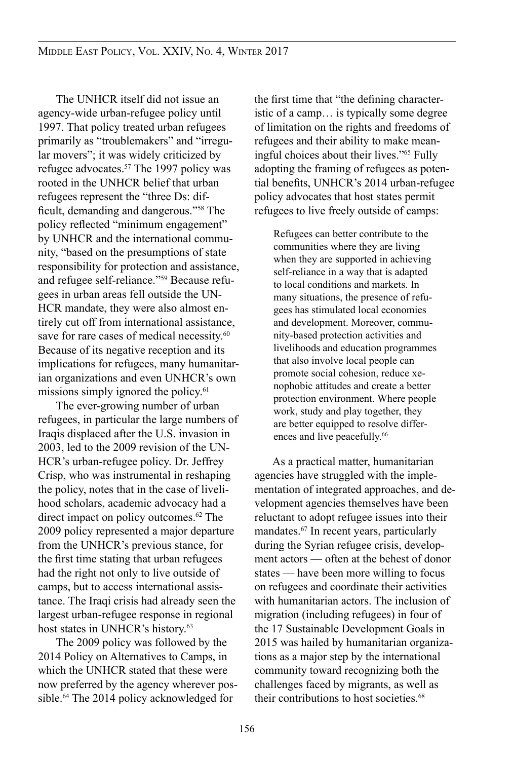The UNHCR itself did not issue an agency-wide urban-refugee policy until 1997. That policy treated urban refugees primarily as "troublemakers" and "irregular movers"; it was widely criticized by refugee advocates.[57] The 1997 policy was rooted in the UNHCR belief that urban refugees represent the "three Ds: difficult, demanding and dangerous."[58] The policy reflected "minimum engagement" by UNHCR and the international community, "based on the presumptions of state responsibility for protection and assistance, and refugee self-reliance."[59] Because refugees in urban areas fell outside the UNHCR mandate, they were also almost entirely cut off from international assistance, save for rare cases of medical necessity.[60] Because of its negative reception and its implications for refugees, many humanitarian organizations and even UNHCR's own missions simply ignored the policy.[61]

The ever-growing number of urban refugees, in particular the large numbers of Iraqis displaced after the U.S. invasion in 2003, led to the 2009 revision of the UNHCR's urban-refugee policy. Dr. Jeffrey Crisp, who was instrumental in reshaping the policy, notes that in the case of livelihood scholars, academic advocacy had a direct impact on policy outcomes.[62] The 2009 policy represented a major departure from the UNHCR's previous stance, for the first time stating that urban refugees had the right not only to live outside of camps, but to access international assistance. The Iraqi crisis had already seen the largest urban-refugee response in regional host states in UNHCR's history.[63]

The 2009 policy was followed by the 2014 Policy on Alternatives to Camps, in which the UNHCR stated that these were now preferred by the agency wherever possible.[64] The 2014 policy acknowledged for the first time that "the defining characteristic of a camp… is typically some degree of limitation on the rights and freedoms of refugees and their ability to make meaningful choices about their lives."[65] Fully adopting the framing of refugees as potential benefits, UNHCR's 2014 urban-refugee policy advocates that host states permit refugees to live freely outside of camps:

> Refugees can better contribute to the communities where they are living when they are supported in achieving self-reliance in a way that is adapted to local conditions and markets. In many situations, the presence of refugees has stimulated local economies and development. Moreover, community-based protection activities and livelihoods and education programmes that also involve local people can promote social cohesion, reduce xenophobic attitudes and create a better protection environment. Where people work, study and play together, they are better equipped to resolve differences and live peacefully.[66]

As a practical matter, humanitarian agencies have struggled with the implementation of integrated approaches, and development agencies themselves have been reluctant to adopt refugee issues into their mandates.[67] In recent years, particularly during the Syrian refugee crisis, development actors — often at the behest of donor states — have been more willing to focus on refugees and coordinate their activities with humanitarian actors. The inclusion of migration (including refugees) in four of the 17 Sustainable Development Goals in 2015 was hailed by humanitarian organizations as a major step by the international community toward recognizing both the challenges faced by migrants, as well as their contributions to host societies.[68]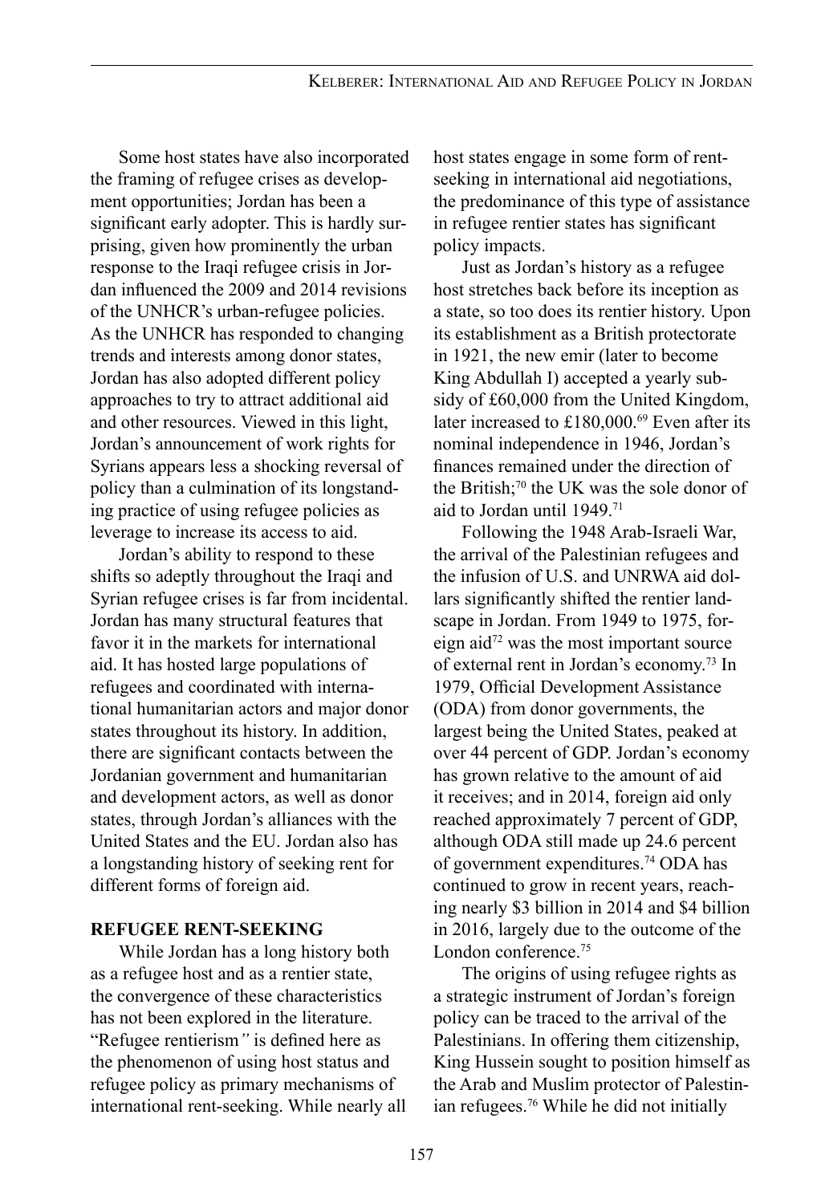Some host states have also incorporated the framing of refugee crises as development opportunities; Jordan has been a significant early adopter. This is hardly surprising, given how prominently the urban response to the Iraqi refugee crisis in Jordan influenced the 2009 and 2014 revisions of the UNHCR's urban-refugee policies. As the UNHCR has responded to changing trends and interests among donor states, Jordan has also adopted different policy approaches to try to attract additional aid and other resources. Viewed in this light, Jordan's announcement of work rights for Syrians appears less a shocking reversal of policy than a culmination of its longstanding practice of using refugee policies as leverage to increase its access to aid.

Jordan's ability to respond to these shifts so adeptly throughout the Iraqi and Syrian refugee crises is far from incidental. Jordan has many structural features that favor it in the markets for international aid. It has hosted large populations of refugees and coordinated with international humanitarian actors and major donor states throughout its history. In addition, there are significant contacts between the Jordanian government and humanitarian and development actors, as well as donor states, through Jordan's alliances with the United States and the EU. Jordan also has a longstanding history of seeking rent for different forms of foreign aid.

## REFUGEE RENT-SEEKING

While Jordan has a long history both as a refugee host and as a rentier state, the convergence of these characteristics has not been explored in the literature. "Refugee rentierism" is defined here as the phenomenon of using host status and refugee policy as primary mechanisms of international rent-seeking. While nearly all host states engage in some form of rent-seeking in international aid negotiations, the predominance of this type of assistance in refugee rentier states has significant policy impacts.

Just as Jordan's history as a refugee host stretches back before its inception as a state, so too does its rentier history. Upon its establishment as a British protectorate in 1921, the new emir (later to become King Abdullah I) accepted a yearly subsidy of £60,000 from the United Kingdom, later increased to £180,000.[69] Even after its nominal independence in 1946, Jordan's finances remained under the direction of the British;[70] the UK was the sole donor of aid to Jordan until 1949.[71]

Following the 1948 Arab-Israeli War, the arrival of the Palestinian refugees and the infusion of U.S. and UNRWA aid dollars significantly shifted the rentier landscape in Jordan. From 1949 to 1975, foreign aid[72] was the most important source of external rent in Jordan's economy.[73] In 1979, Official Development Assistance (ODA) from donor governments, the largest being the United States, peaked at over 44 percent of GDP. Jordan's economy has grown relative to the amount of aid it receives; and in 2014, foreign aid only reached approximately 7 percent of GDP, although ODA still made up 24.6 percent of government expenditures.[74] ODA has continued to grow in recent years, reaching nearly \$3 billion in 2014 and \$4 billion in 2016, largely due to the outcome of the London conference.[75]

The origins of using refugee rights as a strategic instrument of Jordan's foreign policy can be traced to the arrival of the Palestinians. In offering them citizenship, King Hussein sought to position himself as the Arab and Muslim protector of Palestinian refugees.[76] While he did not initially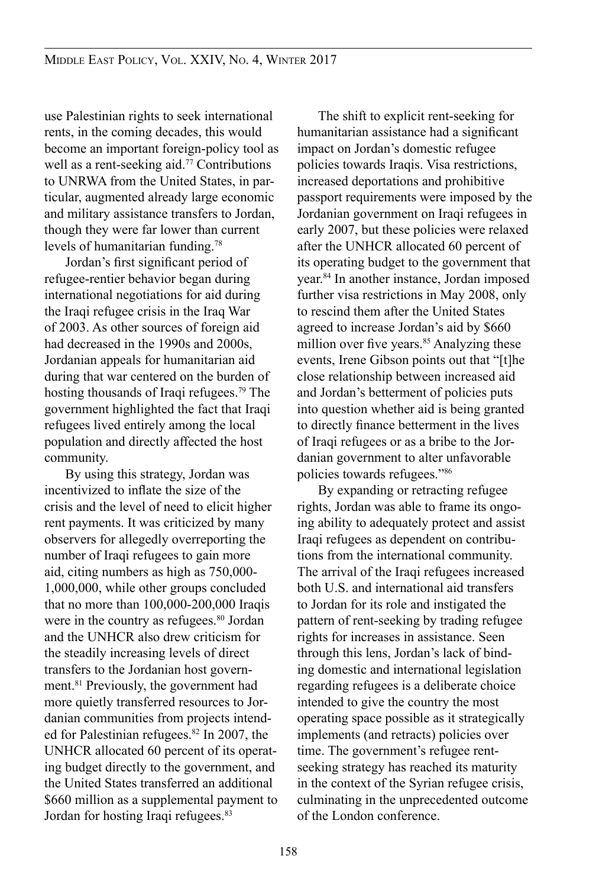use Palestinian rights to seek international rents, in the coming decades, this would become an important foreign-policy tool as well as a rent-seeking aid.[77] Contributions to UNRWA from the United States, in particular, augmented already large economic and military assistance transfers to Jordan, though they were far lower than current levels of humanitarian funding.[78]

Jordan's first significant period of refugee-rentier behavior began during international negotiations for aid during the Iraqi refugee crisis in the Iraq War of 2003. As other sources of foreign aid had decreased in the 1990s and 2000s, Jordanian appeals for humanitarian aid during that war centered on the burden of hosting thousands of Iraqi refugees.[79] The government highlighted the fact that Iraqi refugees lived entirely among the local population and directly affected the host community.

By using this strategy, Jordan was incentivized to inflate the size of the crisis and the level of need to elicit higher rent payments. It was criticized by many observers for allegedly overreporting the number of Iraqi refugees to gain more aid, citing numbers as high as 750,000-1,000,000, while other groups concluded that no more than 100,000-200,000 Iraqis were in the country as refugees.[80] Jordan and the UNHCR also drew criticism for the steadily increasing levels of direct transfers to the Jordanian host government.[81] Previously, the government had more quietly transferred resources to Jordanian communities from projects intended for Palestinian refugees.[82] In 2007, the UNHCR allocated 60 percent of its operating budget directly to the government, and the United States transferred an additional \$660 million as a supplemental payment to Jordan for hosting Iraqi refugees.[83]

The shift to explicit rent-seeking for humanitarian assistance had a significant impact on Jordan's domestic refugee policies towards Iraqis. Visa restrictions, increased deportations and prohibitive passport requirements were imposed by the Jordanian government on Iraqi refugees in early 2007, but these policies were relaxed after the UNHCR allocated 60 percent of its operating budget to the government that year.[84] In another instance, Jordan imposed further visa restrictions in May 2008, only to rescind them after the United States agreed to increase Jordan's aid by \$660 million over five years.[85] Analyzing these events, Irene Gibson points out that "[t]he close relationship between increased aid and Jordan's betterment of policies puts into question whether aid is being granted to directly finance betterment in the lives of Iraqi refugees or as a bribe to the Jordanian government to alter unfavorable policies towards refugees."[86]

By expanding or retracting refugee rights, Jordan was able to frame its ongoing ability to adequately protect and assist Iraqi refugees as dependent on contributions from the international community. The arrival of the Iraqi refugees increased both U.S. and international aid transfers to Jordan for its role and instigated the pattern of rent-seeking by trading refugee rights for increases in assistance. Seen through this lens, Jordan's lack of binding domestic and international legislation regarding refugees is a deliberate choice intended to give the country the most operating space possible as it strategically implements (and retracts) policies over time. The government's refugee rent-seeking strategy has reached its maturity in the context of the Syrian refugee crisis, culminating in the unprecedented outcome of the London conference.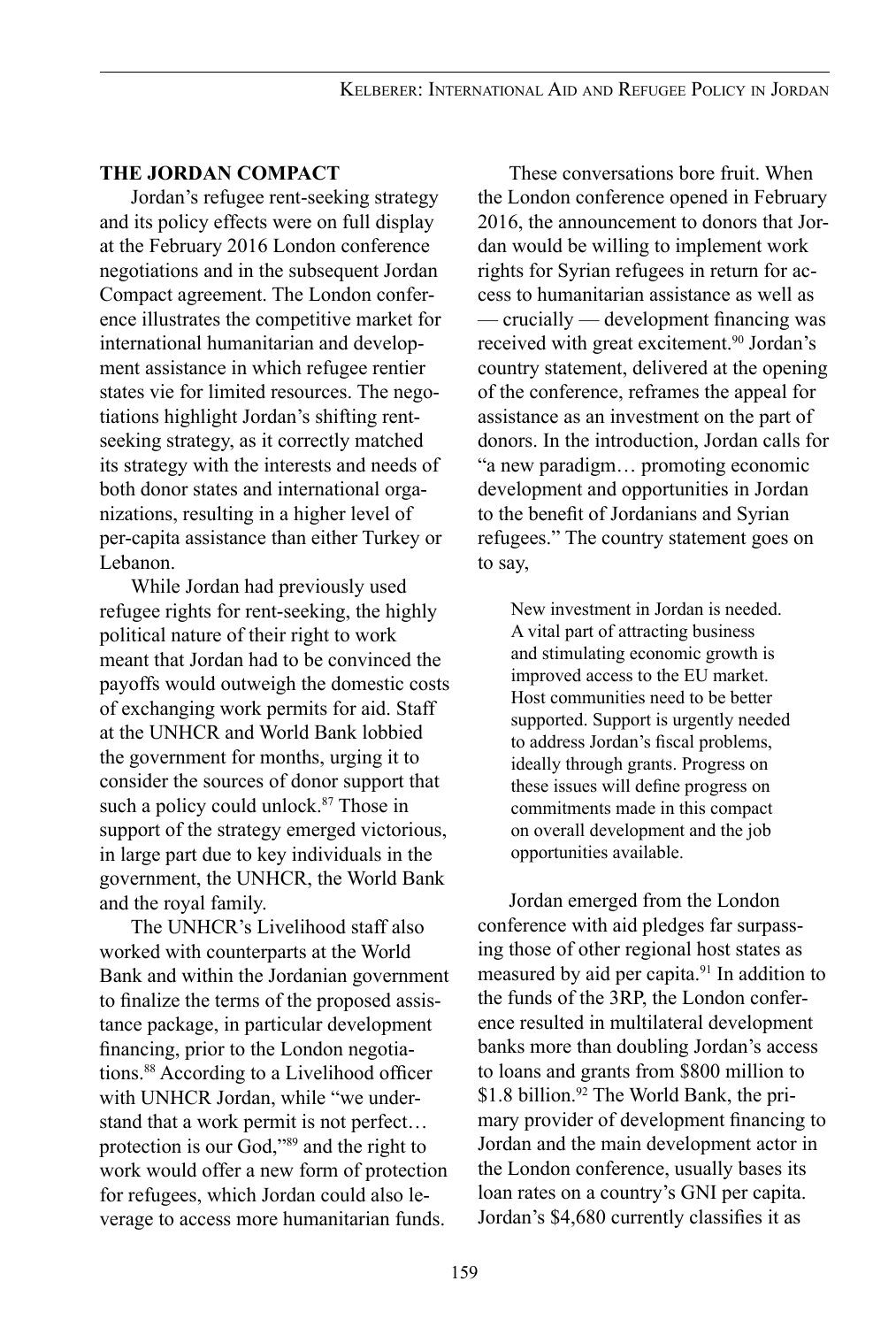## THE JORDAN COMPACT

Jordan's refugee rent-seeking strategy and its policy effects were on full display at the February 2016 London conference negotiations and in the subsequent Jordan Compact agreement. The London conference illustrates the competitive market for international humanitarian and development assistance in which refugee rentier states vie for limited resources. The negotiations highlight Jordan's shifting rent-seeking strategy, as it correctly matched its strategy with the interests and needs of both donor states and international organizations, resulting in a higher level of per-capita assistance than either Turkey or Lebanon.

While Jordan had previously used refugee rights for rent-seeking, the highly political nature of their right to work meant that Jordan had to be convinced the payoffs would outweigh the domestic costs of exchanging work permits for aid. Staff at the UNHCR and World Bank lobbied the government for months, urging it to consider the sources of donor support that such a policy could unlock.[87] Those in support of the strategy emerged victorious, in large part due to key individuals in the government, the UNHCR, the World Bank and the royal family.

The UNHCR's Livelihood staff also worked with counterparts at the World Bank and within the Jordanian government to finalize the terms of the proposed assistance package, in particular development financing, prior to the London negotiations.[88] According to a Livelihood officer with UNHCR Jordan, while "we understand that a work permit is not perfect… protection is our God,"[89] and the right to work would offer a new form of protection for refugees, which Jordan could also leverage to access more humanitarian funds.

These conversations bore fruit. When the London conference opened in February 2016, the announcement to donors that Jordan would be willing to implement work rights for Syrian refugees in return for access to humanitarian assistance as well as — crucially — development financing was received with great excitement.[90] Jordan's country statement, delivered at the opening of the conference, reframes the appeal for assistance as an investment on the part of donors. In the introduction, Jordan calls for "a new paradigm… promoting economic development and opportunities in Jordan to the benefit of Jordanians and Syrian refugees." The country statement goes on to say,

> New investment in Jordan is needed. A vital part of attracting business and stimulating economic growth is improved access to the EU market. Host communities need to be better supported. Support is urgently needed to address Jordan's fiscal problems, ideally through grants. Progress on these issues will define progress on commitments made in this compact on overall development and the job opportunities available.

Jordan emerged from the London conference with aid pledges far surpassing those of other regional host states as measured by aid per capita.[91] In addition to the funds of the 3RP, the London conference resulted in multilateral development banks more than doubling Jordan's access to loans and grants from \$800 million to \$1.8 billion.[92] The World Bank, the primary provider of development financing to Jordan and the main development actor in the London conference, usually bases its loan rates on a country's GNI per capita. Jordan's \$4,680 currently classifies it as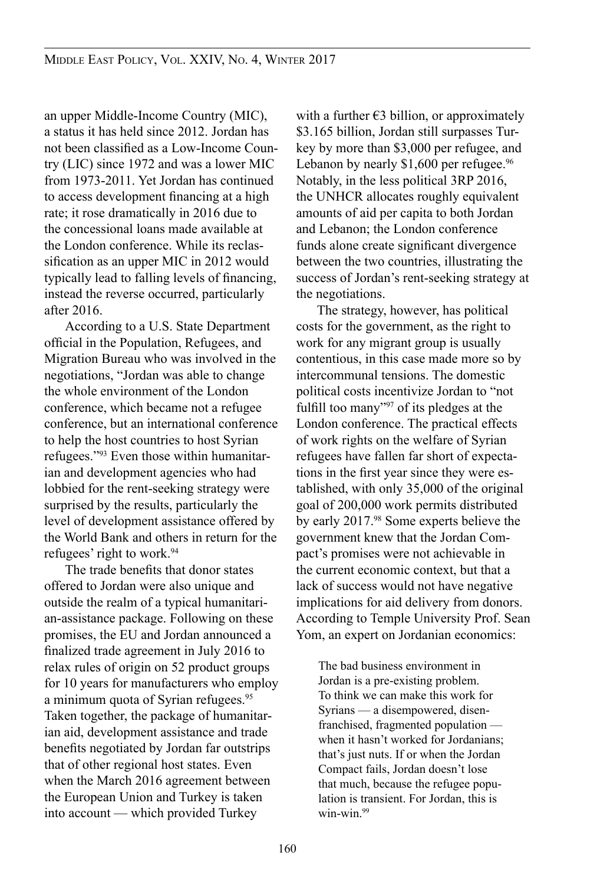an upper Middle-Income Country (MIC), a status it has held since 2012. Jordan has not been classified as a Low-Income Country (LIC) since 1972 and was a lower MIC from 1973-2011. Yet Jordan has continued to access development financing at a high rate; it rose dramatically in 2016 due to the concessional loans made available at the London conference. While its reclassification as an upper MIC in 2012 would typically lead to falling levels of financing, instead the reverse occurred, particularly after 2016.

According to a U.S. State Department official in the Population, Refugees, and Migration Bureau who was involved in the negotiations, "Jordan was able to change the whole environment of the London conference, which became not a refugee conference, but an international conference to help the host countries to host Syrian refugees."[93] Even those within humanitarian and development agencies who had lobbied for the rent-seeking strategy were surprised by the results, particularly the level of development assistance offered by the World Bank and others in return for the refugees' right to work.[94]

The trade benefits that donor states offered to Jordan were also unique and outside the realm of a typical humanitarian-assistance package. Following on these promises, the EU and Jordan announced a finalized trade agreement in July 2016 to relax rules of origin on 52 product groups for 10 years for manufacturers who employ a minimum quota of Syrian refugees.[95] Taken together, the package of humanitarian aid, development assistance and trade benefits negotiated by Jordan far outstrips that of other regional host states. Even when the March 2016 agreement between the European Union and Turkey is taken into account — which provided Turkey with a further €3 billion, or approximately $3.165 billion, Jordan still surpasses Turkey by more than $3,000 per refugee, and Lebanon by nearly $1,600 per refugee.[96] Notably, in the less political 3RP 2016, the UNHCR allocates roughly equivalent amounts of aid per capita to both Jordan and Lebanon; the London conference funds alone create significant divergence between the two countries, illustrating the success of Jordan's rent-seeking strategy at the negotiations.

The strategy, however, has political costs for the government, as the right to work for any migrant group is usually contentious, in this case made more so by intercommunal tensions. The domestic political costs incentivize Jordan to "not fulfill too many"[97] of its pledges at the London conference. The practical effects of work rights on the welfare of Syrian refugees have fallen far short of expectations in the first year since they were established, with only 35,000 of the original goal of 200,000 work permits distributed by early 2017.[98] Some experts believe the government knew that the Jordan Compact's promises were not achievable in the current economic context, but that a lack of success would not have negative implications for aid delivery from donors. According to Temple University Prof. Sean Yom, an expert on Jordanian economics:

> The bad business environment in Jordan is a pre-existing problem. To think we can make this work for Syrians — a disempowered, disenfranchised, fragmented population — when it hasn't worked for Jordanians; that's just nuts. If or when the Jordan Compact fails, Jordan doesn't lose that much, because the refugee population is transient. For Jordan, this is win-win.[99]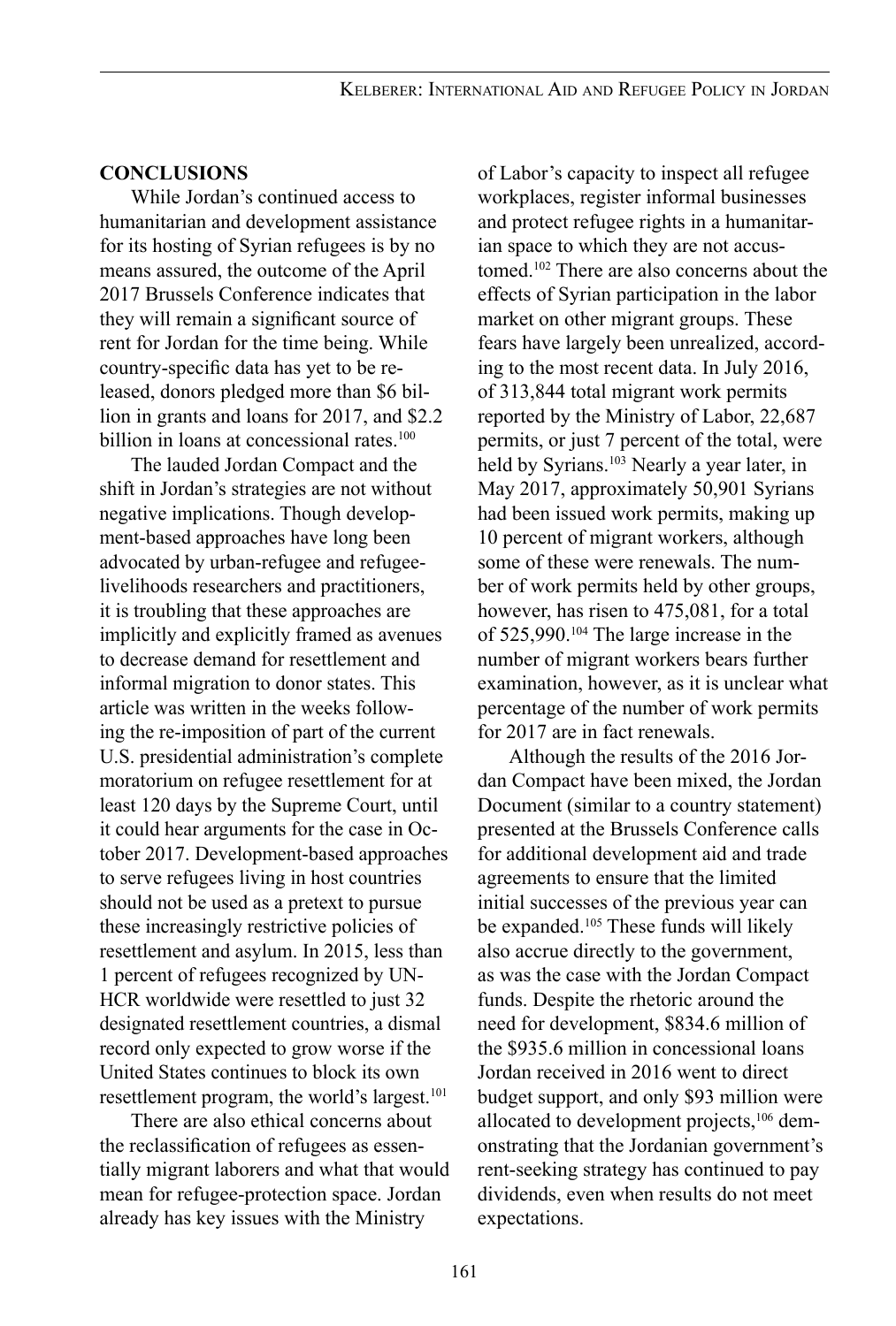## CONCLUSIONS

While Jordan's continued access to humanitarian and development assistance for its hosting of Syrian refugees is by no means assured, the outcome of the April 2017 Brussels Conference indicates that they will remain a significant source of rent for Jordan for the time being. While country-specific data has yet to be released, donors pledged more than $6 billion in grants and loans for 2017, and $2.2 billion in loans at concessional rates.[100]

The lauded Jordan Compact and the shift in Jordan's strategies are not without negative implications. Though development-based approaches have long been advocated by urban-refugee and refugee-livelihoods researchers and practitioners, it is troubling that these approaches are implicitly and explicitly framed as avenues to decrease demand for resettlement and informal migration to donor states. This article was written in the weeks following the re-imposition of part of the current U.S. presidential administration's complete moratorium on refugee resettlement for at least 120 days by the Supreme Court, until it could hear arguments for the case in October 2017. Development-based approaches to serve refugees living in host countries should not be used as a pretext to pursue these increasingly restrictive policies of resettlement and asylum. In 2015, less than 1 percent of refugees recognized by UNHCR worldwide were resettled to just 32 designated resettlement countries, a dismal record only expected to grow worse if the United States continues to block its own resettlement program, the world's largest.[101]

There are also ethical concerns about the reclassification of refugees as essentially migrant laborers and what that would mean for refugee-protection space. Jordan already has key issues with the Ministry of Labor's capacity to inspect all refugee workplaces, register informal businesses and protect refugee rights in a humanitarian space to which they are not accustomed.[102] There are also concerns about the effects of Syrian participation in the labor market on other migrant groups. These fears have largely been unrealized, according to the most recent data. In July 2016, of 313,844 total migrant work permits reported by the Ministry of Labor, 22,687 permits, or just 7 percent of the total, were held by Syrians.[103] Nearly a year later, in May 2017, approximately 50,901 Syrians had been issued work permits, making up 10 percent of migrant workers, although some of these were renewals. The number of work permits held by other groups, however, has risen to 475,081, for a total of 525,990.[104] The large increase in the number of migrant workers bears further examination, however, as it is unclear what percentage of the number of work permits for 2017 are in fact renewals.

Although the results of the 2016 Jordan Compact have been mixed, the Jordan Document (similar to a country statement) presented at the Brussels Conference calls for additional development aid and trade agreements to ensure that the limited initial successes of the previous year can be expanded.[105] These funds will likely also accrue directly to the government, as was the case with the Jordan Compact funds. Despite the rhetoric around the need for development, $834.6 million of the $935.6 million in concessional loans Jordan received in 2016 went to direct budget support, and only $93 million were allocated to development projects,[106] demonstrating that the Jordanian government's rent-seeking strategy has continued to pay dividends, even when results do not meet expectations.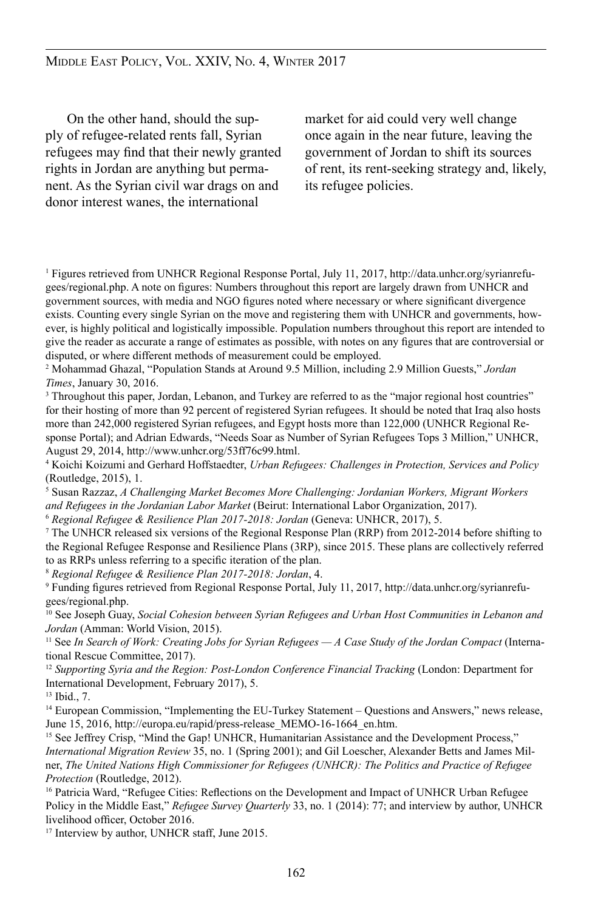On the other hand, should the supply of refugee-related rents fall, Syrian refugees may find that their newly granted rights in Jordan are anything but permanent. As the Syrian civil war drags on and donor interest wanes, the international market for aid could very well change once again in the near future, leaving the government of Jordan to shift its sources of rent, its rent-seeking strategy and, likely, its refugee policies.

---

[1] Figures retrieved from UNHCR Regional Response Portal, July 11, 2017, http://data.unhcr.org/syrianrefugees/regional.php. A note on figures: Numbers throughout this report are largely drawn from UNHCR and government sources, with media and NGO figures noted where necessary or where significant divergence exists. Counting every single Syrian on the move and registering them with UNHCR and governments, however, is highly political and logistically impossible. Population numbers throughout this report are intended to give the reader as accurate a range of estimates as possible, with notes on any figures that are controversial or disputed, or where different methods of measurement could be employed.

[2] Mohammad Ghazal, "Population Stands at Around 9.5 Million, including 2.9 Million Guests," *Jordan Times*, January 30, 2016.

[3] Throughout this paper, Jordan, Lebanon, and Turkey are referred to as the "major regional host countries" for their hosting of more than 92 percent of registered Syrian refugees. It should be noted that Iraq also hosts more than 242,000 registered Syrian refugees, and Egypt hosts more than 122,000 (UNHCR Regional Response Portal); and Adrian Edwards, "Needs Soar as Number of Syrian Refugees Tops 3 Million," UNHCR, August 29, 2014, http://www.unhcr.org/53ff76c99.html.

[4] Koichi Koizumi and Gerhard Hoffstaedter, *Urban Refugees: Challenges in Protection, Services and Policy* (Routledge, 2015), 1.

[5] Susan Razzaz, *A Challenging Market Becomes More Challenging: Jordanian Workers, Migrant Workers and Refugees in the Jordanian Labor Market* (Beirut: International Labor Organization, 2017).

[6] *Regional Refugee & Resilience Plan 2017-2018: Jordan* (Geneva: UNHCR, 2017), 5.

[7] The UNHCR released six versions of the Regional Response Plan (RRP) from 2012-2014 before shifting to the Regional Refugee Response and Resilience Plans (3RP), since 2015. These plans are collectively referred to as RRPs unless referring to a specific iteration of the plan.

[8] *Regional Refugee & Resilience Plan 2017-2018: Jordan*, 4.

[9] Funding figures retrieved from Regional Response Portal, July 11, 2017, http://data.unhcr.org/syrianrefugees/regional.php.

[10] See Joseph Guay, *Social Cohesion between Syrian Refugees and Urban Host Communities in Lebanon and Jordan* (Amman: World Vision, 2015).

[11] See *In Search of Work: Creating Jobs for Syrian Refugees — A Case Study of the Jordan Compact* (International Rescue Committee, 2017).

[12] *Supporting Syria and the Region: Post-London Conference Financial Tracking* (London: Department for International Development, February 2017), 5.

[13] Ibid., 7.

[14] European Commission, "Implementing the EU-Turkey Statement – Questions and Answers," news release, June 15, 2016, http://europa.eu/rapid/press-release_MEMO-16-1664_en.htm.

[15] See Jeffrey Crisp, "Mind the Gap! UNHCR, Humanitarian Assistance and the Development Process," *International Migration Review* 35, no. 1 (Spring 2001); and Gil Loescher, Alexander Betts and James Milner, *The United Nations High Commissioner for Refugees (UNHCR): The Politics and Practice of Refugee Protection* (Routledge, 2012).

[16] Patricia Ward, "Refugee Cities: Reflections on the Development and Impact of UNHCR Urban Refugee Policy in the Middle East," *Refugee Survey Quarterly* 33, no. 1 (2014): 77; and interview by author, UNHCR livelihood officer, October 2016.

[17] Interview by author, UNHCR staff, June 2015.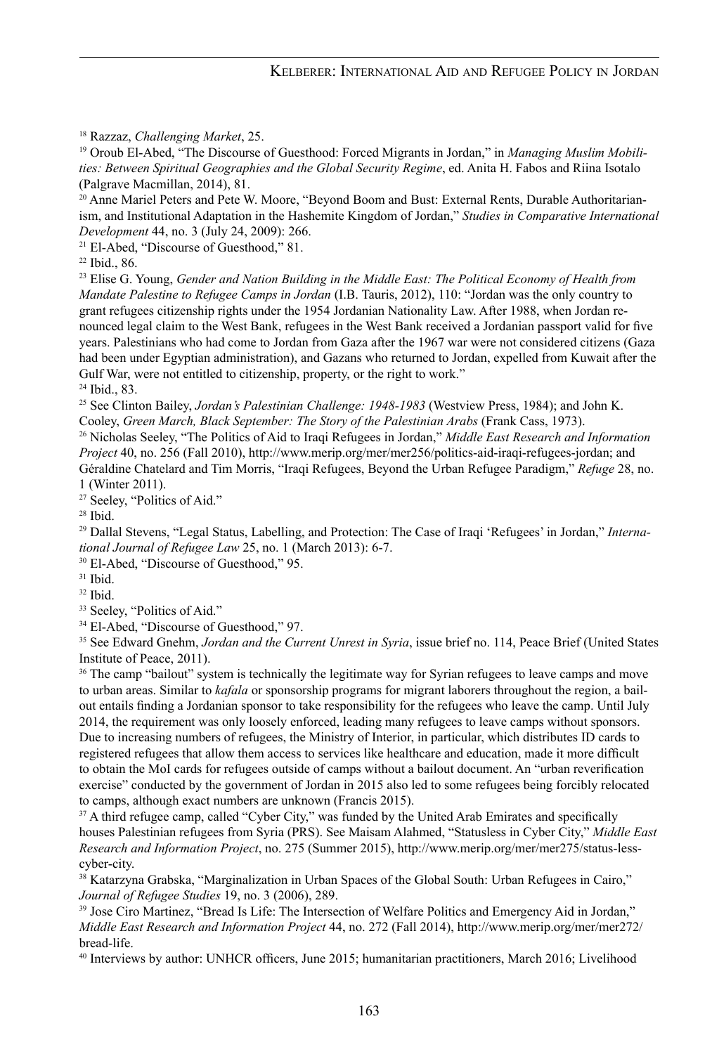[18] Razzaz, *Challenging Market*, 25.

[19] Oroub El-Abed, "The Discourse of Guesthood: Forced Migrants in Jordan," in *Managing Muslim Mobilities: Between Spiritual Geographies and the Global Security Regime*, ed. Anita H. Fabos and Riina Isotalo (Palgrave Macmillan, 2014), 81.

[20] Anne Mariel Peters and Pete W. Moore, "Beyond Boom and Bust: External Rents, Durable Authoritarianism, and Institutional Adaptation in the Hashemite Kingdom of Jordan," *Studies in Comparative International Development* 44, no. 3 (July 24, 2009): 266.

[21] El-Abed, "Discourse of Guesthood," 81.

[22] Ibid., 86.

[23] Elise G. Young, *Gender and Nation Building in the Middle East: The Political Economy of Health from Mandate Palestine to Refugee Camps in Jordan* (I.B. Tauris, 2012), 110: "Jordan was the only country to grant refugees citizenship rights under the 1954 Jordanian Nationality Law. After 1988, when Jordan renounced legal claim to the West Bank, refugees in the West Bank received a Jordanian passport valid for five years. Palestinians who had come to Jordan from Gaza after the 1967 war were not considered citizens (Gaza had been under Egyptian administration), and Gazans who returned to Jordan, expelled from Kuwait after the Gulf War, were not entitled to citizenship, property, or the right to work."

[24] Ibid., 83.

[25] See Clinton Bailey, *Jordan's Palestinian Challenge: 1948-1983* (Westview Press, 1984); and John K. Cooley, *Green March, Black September: The Story of the Palestinian Arabs* (Frank Cass, 1973).

[26] Nicholas Seeley, "The Politics of Aid to Iraqi Refugees in Jordan," *Middle East Research and Information Project* 40, no. 256 (Fall 2010), http://www.merip.org/mer/mer256/politics-aid-iraqi-refugees-jordan; and Géraldine Chatelard and Tim Morris, "Iraqi Refugees, Beyond the Urban Refugee Paradigm," *Refuge* 28, no. 1 (Winter 2011).

[27] Seeley, "Politics of Aid."

[28] Ibid.

[29] Dallal Stevens, "Legal Status, Labelling, and Protection: The Case of Iraqi 'Refugees' in Jordan," *International Journal of Refugee Law* 25, no. 1 (March 2013): 6-7.

[30] El-Abed, "Discourse of Guesthood," 95.

[31] Ibid.

[32] Ibid.

[33] Seeley, "Politics of Aid."

[34] El-Abed, "Discourse of Guesthood," 97.

[35] See Edward Gnehm, *Jordan and the Current Unrest in Syria*, issue brief no. 114, Peace Brief (United States Institute of Peace, 2011).

[36] The camp "bailout" system is technically the legitimate way for Syrian refugees to leave camps and move to urban areas. Similar to *kafala* or sponsorship programs for migrant laborers throughout the region, a bailout entails finding a Jordanian sponsor to take responsibility for the refugees who leave the camp. Until July 2014, the requirement was only loosely enforced, leading many refugees to leave camps without sponsors. Due to increasing numbers of refugees, the Ministry of Interior, in particular, which distributes ID cards to registered refugees that allow them access to services like healthcare and education, made it more difficult to obtain the MoI cards for refugees outside of camps without a bailout document. An "urban reverification exercise" conducted by the government of Jordan in 2015 also led to some refugees being forcibly relocated to camps, although exact numbers are unknown (Francis 2015).

[37] A third refugee camp, called "Cyber City," was funded by the United Arab Emirates and specifically houses Palestinian refugees from Syria (PRS). See Maisam Alahmed, "Statusless in Cyber City," *Middle East Research and Information Project*, no. 275 (Summer 2015), http://www.merip.org/mer/mer275/status-less-cyber-city.

[38] Katarzyna Grabska, "Marginalization in Urban Spaces of the Global South: Urban Refugees in Cairo," *Journal of Refugee Studies* 19, no. 3 (2006), 289.

[39] Jose Ciro Martinez, "Bread Is Life: The Intersection of Welfare Politics and Emergency Aid in Jordan," *Middle East Research and Information Project* 44, no. 272 (Fall 2014), http://www.merip.org/mer/mer272/bread-life.

[40] Interviews by author: UNHCR officers, June 2015; humanitarian practitioners, March 2016; Livelihood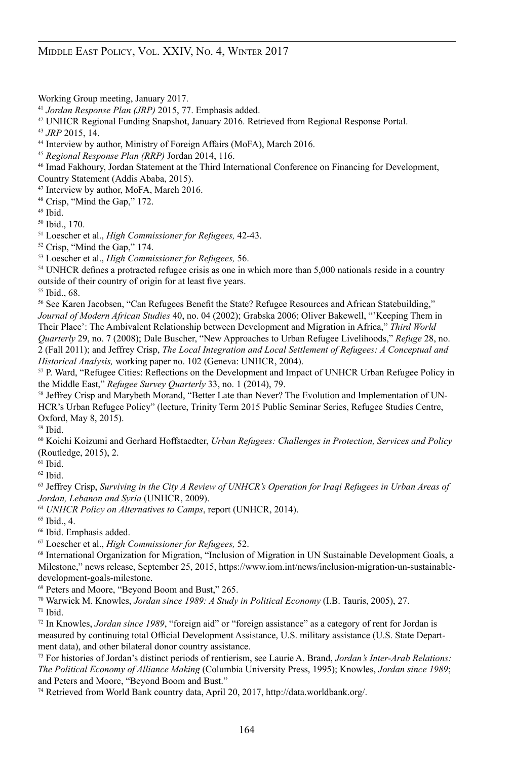Working Group meeting, January 2017.

[41] *Jordan Response Plan (JRP)* 2015, 77. Emphasis added.

[42] UNHCR Regional Funding Snapshot, January 2016. Retrieved from Regional Response Portal.

[43] *JRP* 2015, 14.

[44] Interview by author, Ministry of Foreign Affairs (MoFA), March 2016.

[45] *Regional Response Plan (RRP)* Jordan 2014, 116.

[46] Imad Fakhoury, Jordan Statement at the Third International Conference on Financing for Development, Country Statement (Addis Ababa, 2015).

[47] Interview by author, MoFA, March 2016.

[48] Crisp, "Mind the Gap," 172.

[49] Ibid.

[50] Ibid., 170.

[51] Loescher et al., *High Commissioner for Refugees,* 42-43.

[52] Crisp, "Mind the Gap," 174.

[53] Loescher et al., *High Commissioner for Refugees,* 56.

[54] UNHCR defines a protracted refugee crisis as one in which more than 5,000 nationals reside in a country outside of their country of origin for at least five years.

[55] Ibid., 68.

[56] See Karen Jacobsen, "Can Refugees Benefit the State? Refugee Resources and African Statebuilding," *Journal of Modern African Studies* 40, no. 04 (2002); Grabska 2006; Oliver Bakewell, "'Keeping Them in Their Place': The Ambivalent Relationship between Development and Migration in Africa," *Third World Quarterly* 29, no. 7 (2008); Dale Buscher, "New Approaches to Urban Refugee Livelihoods," *Refuge* 28, no. 2 (Fall 2011); and Jeffrey Crisp, *The Local Integration and Local Settlement of Refugees: A Conceptual and Historical Analysis,* working paper no. 102 (Geneva: UNHCR, 2004).

[57] P. Ward, "Refugee Cities: Reflections on the Development and Impact of UNHCR Urban Refugee Policy in the Middle East," *Refugee Survey Quarterly* 33, no. 1 (2014), 79.

[58] Jeffrey Crisp and Marybeth Morand, "Better Late than Never? The Evolution and Implementation of UNHCR's Urban Refugee Policy" (lecture, Trinity Term 2015 Public Seminar Series, Refugee Studies Centre, Oxford, May 8, 2015).

[59] Ibid.

[60] Koichi Koizumi and Gerhard Hoffstaedter, *Urban Refugees: Challenges in Protection, Services and Policy* (Routledge, 2015), 2.

[61] Ibid.

[62] Ibid.

[63] Jeffrey Crisp, *Surviving in the City A Review of UNHCR's Operation for Iraqi Refugees in Urban Areas of Jordan, Lebanon and Syria* (UNHCR, 2009).

[64] *UNHCR Policy on Alternatives to Camps*, report (UNHCR, 2014).

[65] Ibid., 4.

[66] Ibid. Emphasis added.

[67] Loescher et al., *High Commissioner for Refugees,* 52.

[68] International Organization for Migration, "Inclusion of Migration in UN Sustainable Development Goals, a Milestone," news release, September 25, 2015, https://www.iom.int/news/inclusion-migration-un-sustainable-development-goals-milestone.

[69] Peters and Moore, "Beyond Boom and Bust," 265.

[70] Warwick M. Knowles, *Jordan since 1989: A Study in Political Economy* (I.B. Tauris, 2005), 27.

[71] Ibid.

[72] In Knowles, *Jordan since 1989*, "foreign aid" or "foreign assistance" as a category of rent for Jordan is measured by continuing total Official Development Assistance, U.S. military assistance (U.S. State Department data), and other bilateral donor country assistance.

[73] For histories of Jordan's distinct periods of rentierism, see Laurie A. Brand, *Jordan's Inter-Arab Relations: The Political Economy of Alliance Making* (Columbia University Press, 1995); Knowles, *Jordan since 1989*; and Peters and Moore, "Beyond Boom and Bust."

[74] Retrieved from World Bank country data, April 20, 2017, http://data.worldbank.org/.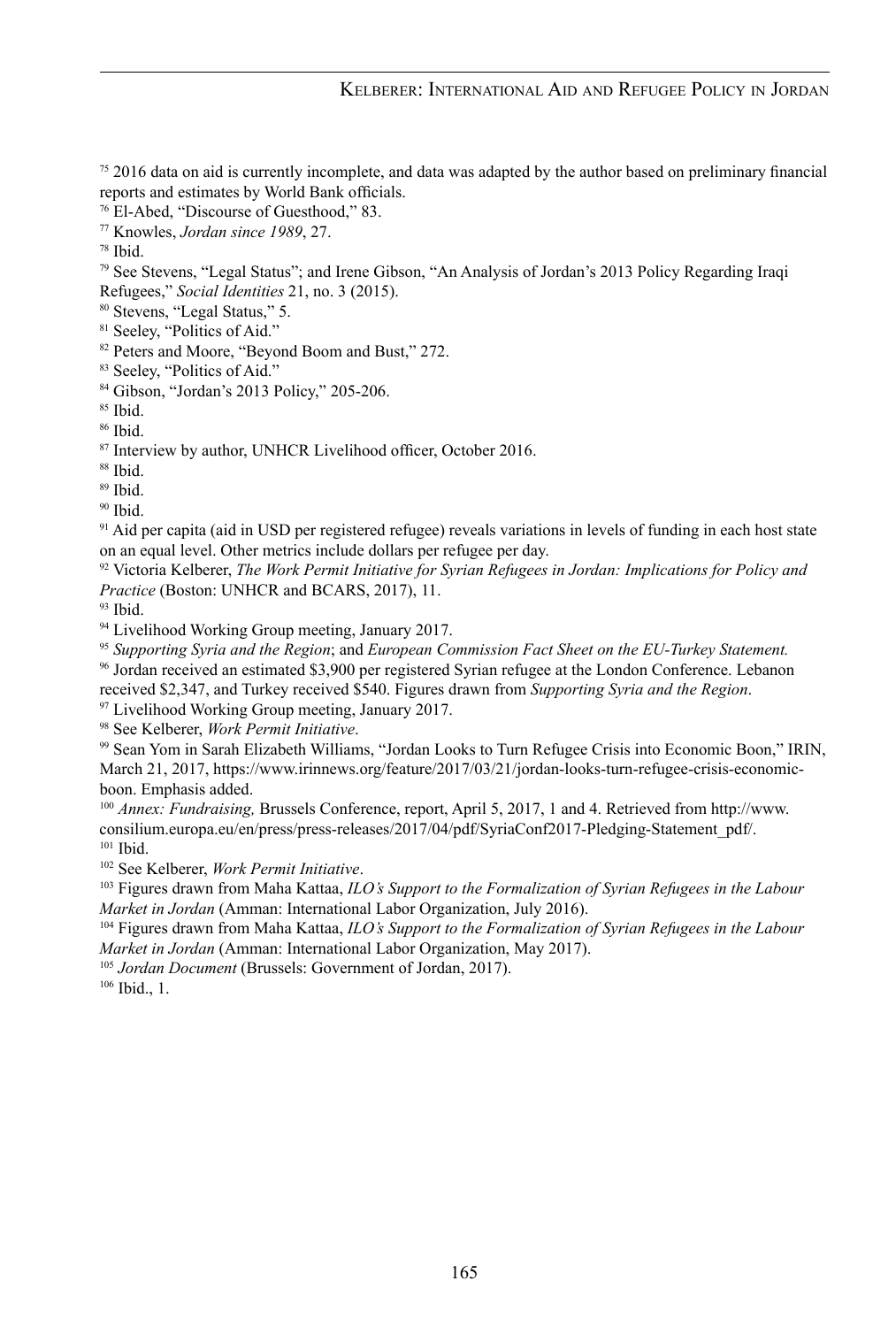[75] 2016 data on aid is currently incomplete, and data was adapted by the author based on preliminary financial reports and estimates by World Bank officials.

[76] El-Abed, "Discourse of Guesthood," 83.

[77] Knowles, *Jordan since 1989*, 27.

[78] Ibid.

[79] See Stevens, "Legal Status"; and Irene Gibson, "An Analysis of Jordan's 2013 Policy Regarding Iraqi Refugees," *Social Identities* 21, no. 3 (2015).

[80] Stevens, "Legal Status," 5.

[81] Seeley, "Politics of Aid."

[82] Peters and Moore, "Beyond Boom and Bust," 272.

[83] Seeley, "Politics of Aid."

[84] Gibson, "Jordan's 2013 Policy," 205-206.

[85] Ibid.

[86] Ibid.

[87] Interview by author, UNHCR Livelihood officer, October 2016.

[88] Ibid.

[89] Ibid.

[90] Ibid.

[91] Aid per capita (aid in USD per registered refugee) reveals variations in levels of funding in each host state on an equal level. Other metrics include dollars per refugee per day.

[92] Victoria Kelberer, *The Work Permit Initiative for Syrian Refugees in Jordan: Implications for Policy and Practice* (Boston: UNHCR and BCARS, 2017), 11.

[93] Ibid.

[94] Livelihood Working Group meeting, January 2017.

[95] *Supporting Syria and the Region*; and *European Commission Fact Sheet on the EU-Turkey Statement.*

[96] Jordan received an estimated $3,900 per registered Syrian refugee at the London Conference. Lebanon received $2,347, and Turkey received $540. Figures drawn from *Supporting Syria and the Region*.

[97] Livelihood Working Group meeting, January 2017.

[98] See Kelberer, *Work Permit Initiative*.

[99] Sean Yom in Sarah Elizabeth Williams, "Jordan Looks to Turn Refugee Crisis into Economic Boon," IRIN, March 21, 2017, https://www.irinnews.org/feature/2017/03/21/jordan-looks-turn-refugee-crisis-economic-boon. Emphasis added.

[100] *Annex: Fundraising,* Brussels Conference, report, April 5, 2017, 1 and 4. Retrieved from http://www.consilium.europa.eu/en/press/press-releases/2017/04/pdf/SyriaConf2017-Pledging-Statement_pdf/.

[101] Ibid.

[102] See Kelberer, *Work Permit Initiative*.

[103] Figures drawn from Maha Kattaa, *ILO's Support to the Formalization of Syrian Refugees in the Labour Market in Jordan* (Amman: International Labor Organization, July 2016).

[104] Figures drawn from Maha Kattaa, *ILO's Support to the Formalization of Syrian Refugees in the Labour Market in Jordan* (Amman: International Labor Organization, May 2017).

[105] *Jordan Document* (Brussels: Government of Jordan, 2017).

[106] Ibid., 1.